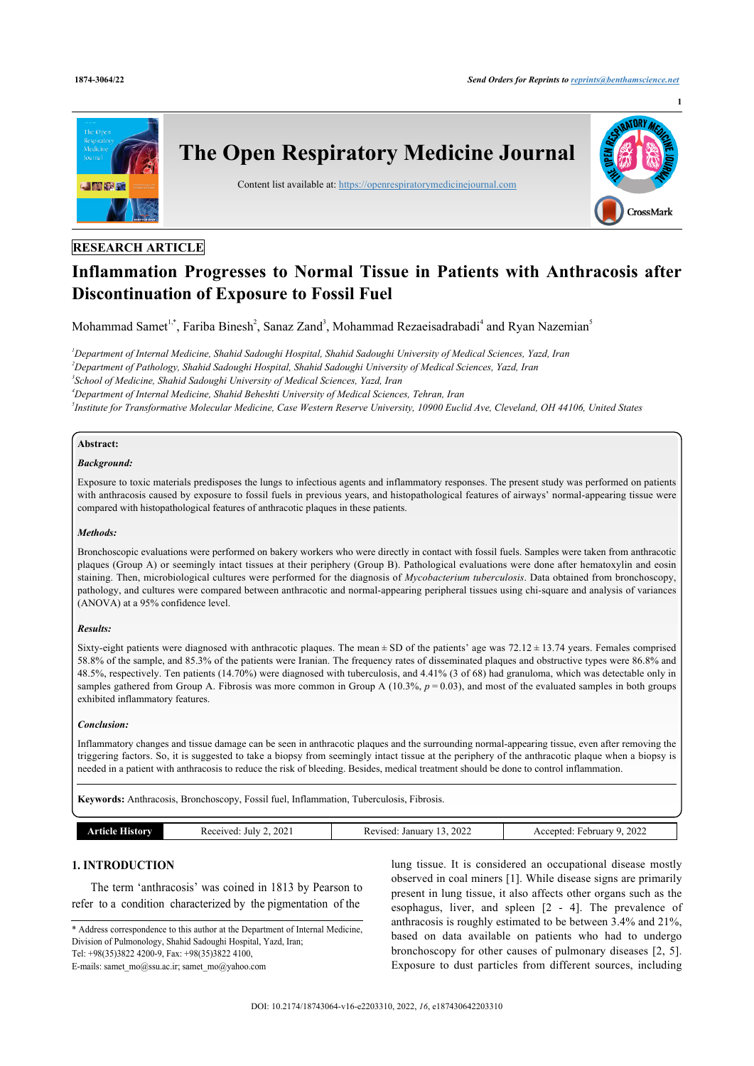RESEARCH ARTICLE

# Inflammation Progresses to Normal Tissue in Patients with Anthracosis after Discontinuation of Exposure to Fossil Fuel

Mohammad Samet[1,*], Fariba Binesh[2], Sanaz Zand[3], Mohammad Rezaeisadrabadi[4] and Ryan Nazemian[5]

[1]Department of Internal Medicine, Shahid Sadoughi Hospital, Shahid Sadoughi University of Medical Sciences, Yazd, Iran

[2]Department of Pathology, Shahid Sadoughi Hospital, Shahid Sadoughi University of Medical Sciences, Yazd, Iran

[3]School of Medicine, Shahid Sadoughi University of Medical Sciences, Yazd, Iran

[4]Department of Internal Medicine, Shahid Beheshti University of Medical Sciences, Tehran, Iran

[5]Institute for Transformative Molecular Medicine, Case Western Reserve University, 10900 Euclid Ave, Cleveland, OH 44106, United States

## Abstract:

### *Background:*

Exposure to toxic materials predisposes the lungs to infectious agents and inflammatory responses. The present study was performed on patients with anthracosis caused by exposure to fossil fuels in previous years, and histopathological features of airways' normal-appearing tissue were compared with histopathological features of anthracotic plaques in these patients.

### *Methods:*

Bronchoscopic evaluations were performed on bakery workers who were directly in contact with fossil fuels. Samples were taken from anthracotic plaques (Group A) or seemingly intact tissues at their periphery (Group B). Pathological evaluations were done after hematoxylin and eosin staining. Then, microbiological cultures were performed for the diagnosis of *Mycobacterium tuberculosis*. Data obtained from bronchoscopy, pathology, and cultures were compared between anthracotic and normal-appearing peripheral tissues using chi-square and analysis of variances (ANOVA) at a 95% confidence level.

### *Results:*

Sixty-eight patients were diagnosed with anthracotic plaques. The mean ± SD of the patients' age was 72.12 ± 13.74 years. Females comprised 58.8% of the sample, and 85.3% of the patients were Iranian. The frequency rates of disseminated plaques and obstructive types were 86.8% and 48.5%, respectively. Ten patients (14.70%) were diagnosed with tuberculosis, and 4.41% (3 of 68) had granuloma, which was detectable only in samples gathered from Group A. Fibrosis was more common in Group A (10.3%, $p = 0.03$), and most of the evaluated samples in both groups exhibited inflammatory features.

### *Conclusion:*

Inflammatory changes and tissue damage can be seen in anthracotic plaques and the surrounding normal-appearing tissue, even after removing the triggering factors. So, it is suggested to take a biopsy from seemingly intact tissue at the periphery of the anthracotic plaque when a biopsy is needed in a patient with anthracosis to reduce the risk of bleeding. Besides, medical treatment should be done to control inflammation.

**Keywords:** Anthracosis, Bronchoscopy, Fossil fuel, Inflammation, Tuberculosis, Fibrosis.

| Article History | Received: July 2, 2021 | Revised: January 13, 2022 | Accepted: February 9, 2022 |
|---|---|---|---|

## 1. INTRODUCTION

The term 'anthracosis' was coined in 1813 by Pearson to refer to a condition characterized by the pigmentation of the lung tissue. It is considered an occupational disease mostly observed in coal miners [1]. While disease signs are primarily present in lung tissue, it also affects other organs such as the esophagus, liver, and spleen [2 - 4]. The prevalence of anthracosis is roughly estimated to be between 3.4% and 21%, based on data available on patients who had to undergo bronchoscopy for other causes of pulmonary diseases [2, 5]. Exposure to dust particles from different sources, including

\* Address correspondence to this author at the Department of Internal Medicine, Division of Pulmonology, Shahid Sadoughi Hospital, Yazd, Iran; Tel: +98(35)3822 4200-9, Fax: +98(35)3822 4100, E-mails: samet_mo@ssu.ac.ir; samet_mo@yahoo.com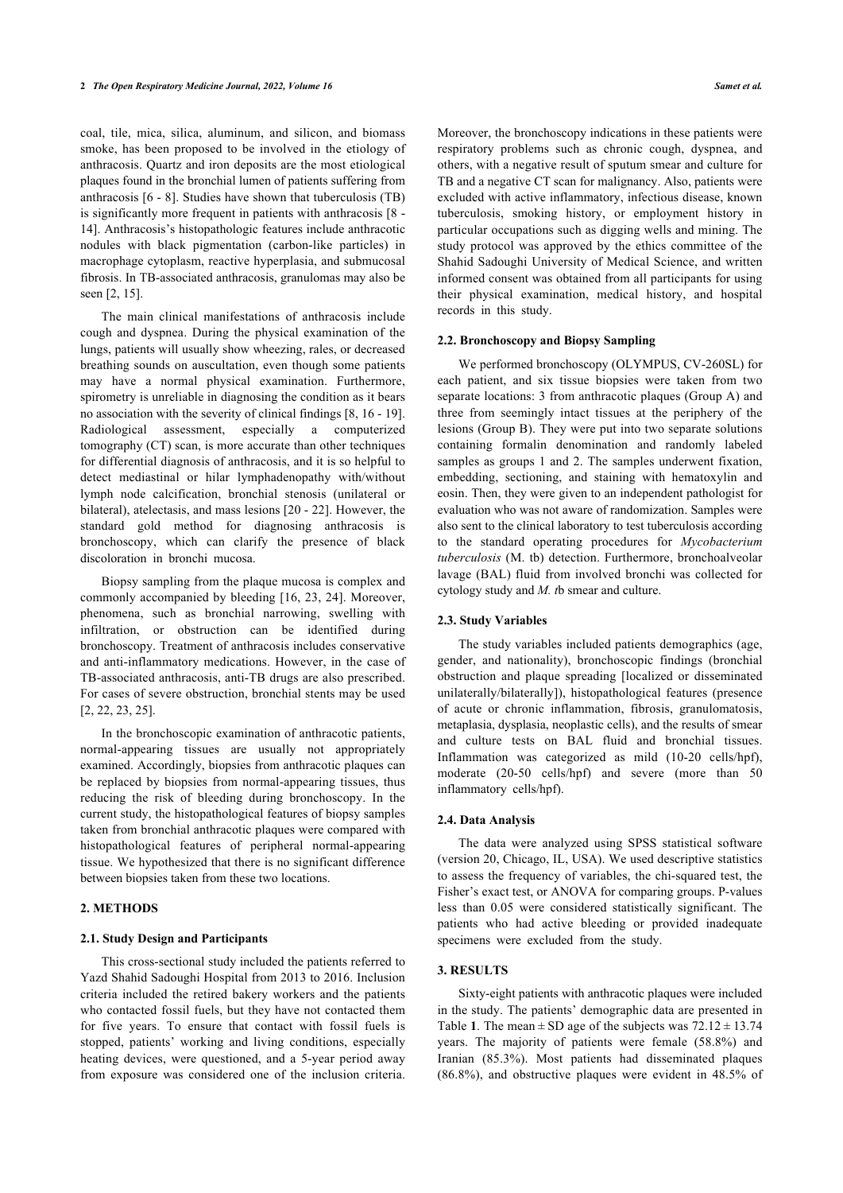coal, tile, mica, silica, aluminum, and silicon, and biomass smoke, has been proposed to be involved in the etiology of anthracosis. Quartz and iron deposits are the most etiological plaques found in the bronchial lumen of patients suffering from anthracosis [6 - 8]. Studies have shown that tuberculosis (TB) is significantly more frequent in patients with anthracosis [8 - 14]. Anthracosis's histopathologic features include anthracotic nodules with black pigmentation (carbon-like particles) in macrophage cytoplasm, reactive hyperplasia, and submucosal fibrosis. In TB-associated anthracosis, granulomas may also be seen [2, 15].

The main clinical manifestations of anthracosis include cough and dyspnea. During the physical examination of the lungs, patients will usually show wheezing, rales, or decreased breathing sounds on auscultation, even though some patients may have a normal physical examination. Furthermore, spirometry is unreliable in diagnosing the condition as it bears no association with the severity of clinical findings [8, 16 - 19]. Radiological assessment, especially a computerized tomography (CT) scan, is more accurate than other techniques for differential diagnosis of anthracosis, and it is so helpful to detect mediastinal or hilar lymphadenopathy with/without lymph node calcification, bronchial stenosis (unilateral or bilateral), atelectasis, and mass lesions [20 - 22]. However, the standard gold method for diagnosing anthracosis is bronchoscopy, which can clarify the presence of black discoloration in bronchi mucosa.

Biopsy sampling from the plaque mucosa is complex and commonly accompanied by bleeding [16, 23, 24]. Moreover, phenomena, such as bronchial narrowing, swelling with infiltration, or obstruction can be identified during bronchoscopy. Treatment of anthracosis includes conservative and anti-inflammatory medications. However, in the case of TB-associated anthracosis, anti-TB drugs are also prescribed. For cases of severe obstruction, bronchial stents may be used [2, 22, 23, 25].

In the bronchoscopic examination of anthracotic patients, normal-appearing tissues are usually not appropriately examined. Accordingly, biopsies from anthracotic plaques can be replaced by biopsies from normal-appearing tissues, thus reducing the risk of bleeding during bronchoscopy. In the current study, the histopathological features of biopsy samples taken from bronchial anthracotic plaques were compared with histopathological features of peripheral normal-appearing tissue. We hypothesized that there is no significant difference between biopsies taken from these two locations.

## 2. METHODS

### 2.1. Study Design and Participants

This cross-sectional study included the patients referred to Yazd Shahid Sadoughi Hospital from 2013 to 2016. Inclusion criteria included the retired bakery workers and the patients who contacted fossil fuels, but they have not contacted them for five years. To ensure that contact with fossil fuels is stopped, patients' working and living conditions, especially heating devices, were questioned, and a 5-year period away from exposure was considered one of the inclusion criteria. Moreover, the bronchoscopy indications in these patients were respiratory problems such as chronic cough, dyspnea, and others, with a negative result of sputum smear and culture for TB and a negative CT scan for malignancy. Also, patients were excluded with active inflammatory, infectious disease, known tuberculosis, smoking history, or employment history in particular occupations such as digging wells and mining. The study protocol was approved by the ethics committee of the Shahid Sadoughi University of Medical Science, and written informed consent was obtained from all participants for using their physical examination, medical history, and hospital records in this study.

### 2.2. Bronchoscopy and Biopsy Sampling

We performed bronchoscopy (OLYMPUS, CV-260SL) for each patient, and six tissue biopsies were taken from two separate locations: 3 from anthracotic plaques (Group A) and three from seemingly intact tissues at the periphery of the lesions (Group B). They were put into two separate solutions containing formalin denomination and randomly labeled samples as groups 1 and 2. The samples underwent fixation, embedding, sectioning, and staining with hematoxylin and eosin. Then, they were given to an independent pathologist for evaluation who was not aware of randomization. Samples were also sent to the clinical laboratory to test tuberculosis according to the standard operating procedures for *Mycobacterium tuberculosis* (M. tb) detection. Furthermore, bronchoalveolar lavage (BAL) fluid from involved bronchi was collected for cytology study and *M. t*b smear and culture.

### 2.3. Study Variables

The study variables included patients demographics (age, gender, and nationality), bronchoscopic findings (bronchial obstruction and plaque spreading [localized or disseminated unilaterally/bilaterally]), histopathological features (presence of acute or chronic inflammation, fibrosis, granulomatosis, metaplasia, dysplasia, neoplastic cells), and the results of smear and culture tests on BAL fluid and bronchial tissues. Inflammation was categorized as mild (10-20 cells/hpf), moderate (20-50 cells/hpf) and severe (more than 50 inflammatory cells/hpf).

### 2.4. Data Analysis

The data were analyzed using SPSS statistical software (version 20, Chicago, IL, USA). We used descriptive statistics to assess the frequency of variables, the chi-squared test, the Fisher's exact test, or ANOVA for comparing groups. P-values less than 0.05 were considered statistically significant. The patients who had active bleeding or provided inadequate specimens were excluded from the study.

## 3. RESULTS

Sixty-eight patients with anthracotic plaques were included in the study. The patients' demographic data are presented in Table **1**. The mean ± SD age of the subjects was 72.12 ± 13.74 years. The majority of patients were female (58.8%) and Iranian (85.3%). Most patients had disseminated plaques (86.8%), and obstructive plaques were evident in 48.5% of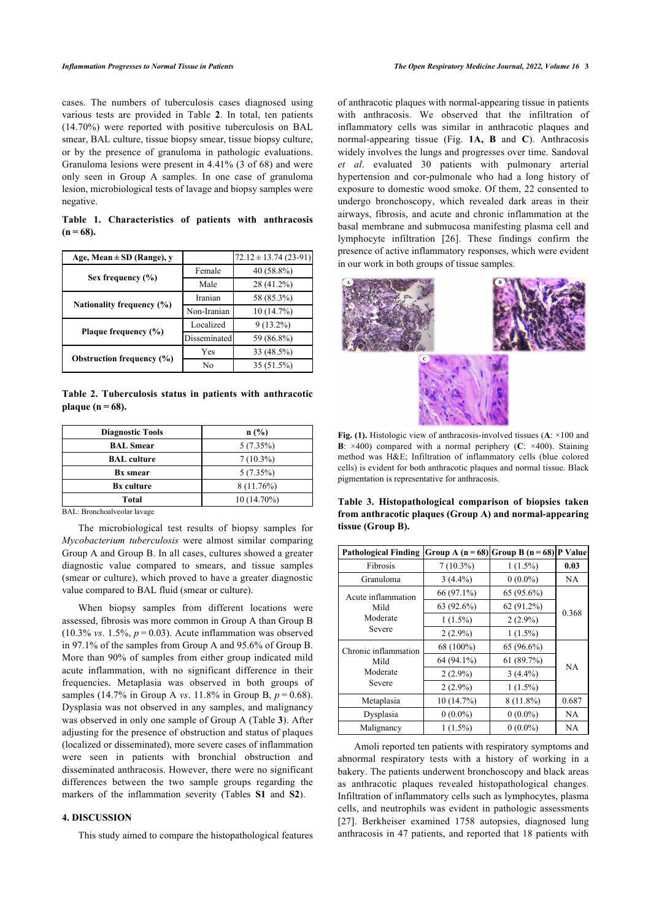cases. The numbers of tuberculosis cases diagnosed using various tests are provided in Table **2**. In total, ten patients (14.70%) were reported with positive tuberculosis on BAL smear, BAL culture, tissue biopsy smear, tissue biopsy culture, or by the presence of granuloma in pathologic evaluations. Granuloma lesions were present in 4.41% (3 of 68) and were only seen in Group A samples. In one case of granuloma lesion, microbiological tests of lavage and biopsy samples were negative.

**Table 1. Characteristics of patients with anthracosis (n = 68).**

| Age, Mean ± SD (Range), y | | 72.12 ± 13.74 (23-91) |
|---|---|---|
| Sex frequency (%) | Female | 40 (58.8%) |
| | Male | 28 (41.2%) |
| Nationality frequency (%) | Iranian | 58 (85.3%) |
| | Non-Iranian | 10 (14.7%) |
| Plaque frequency (%) | Localized | 9 (13.2%) |
| | Disseminated | 59 (86.8%) |
| Obstruction frequency (%) | Yes | 33 (48.5%) |
| | No | 35 (51.5%) |

**Table 2. Tuberculosis status in patients with anthracotic plaque (n = 68).**

| Diagnostic Tools | n (%) |
|---|---|
| **BAL Smear** | 5 (7.35%) |
| **BAL culture** | 7 (10.3%) |
| **Bx smear** | 5 (7.35%) |
| **Bx culture** | 8 (11.76%) |
| **Total** | 10 (14.70%) |

BAL: Bronchoalveolar lavage

The microbiological test results of biopsy samples for *Mycobacterium tuberculosis* were almost similar comparing Group A and Group B. In all cases, cultures showed a greater diagnostic value compared to smears, and tissue samples (smear or culture), which proved to have a greater diagnostic value compared to BAL fluid (smear or culture).

When biopsy samples from different locations were assessed, fibrosis was more common in Group A than Group B (10.3% *vs*. 1.5%, $p = 0.03$). Acute inflammation was observed in 97.1% of the samples from Group A and 95.6% of Group B. More than 90% of samples from either group indicated mild acute inflammation, with no significant difference in their frequencies. Metaplasia was observed in both groups of samples (14.7% in Group A *vs*. 11.8% in Group B, $p = 0.68$). Dysplasia was not observed in any samples, and malignancy was observed in only one sample of Group A (Table **3**). After adjusting for the presence of obstruction and status of plaques (localized or disseminated), more severe cases of inflammation were seen in patients with bronchial obstruction and disseminated anthracosis. However, there were no significant differences between the two sample groups regarding the markers of the inflammation severity (Tables **S1** and **S2**).

## 4. DISCUSSION

This study aimed to compare the histopathological features of anthracotic plaques with normal-appearing tissue in patients with anthracosis. We observed that the infiltration of inflammatory cells was similar in anthracotic plaques and normal-appearing tissue (Fig. **1A, B** and **C**). Anthracosis widely involves the lungs and progresses over time. Sandoval *et al*. evaluated 30 patients with pulmonary arterial hypertension and cor-pulmonale who had a long history of exposure to domestic wood smoke. Of them, 22 consented to undergo bronchoscopy, which revealed dark areas in their airways, fibrosis, and acute and chronic inflammation at the basal membrane and submucosa manifesting plasma cell and lymphocyte infiltration [26]. These findings confirm the presence of active inflammatory responses, which were evident in our work in both groups of tissue samples.

**Fig. (1).** Histologic view of anthracosis-involved tissues (**A**: ×100 and **B**: ×400) compared with a normal periphery (**C**: ×400). Staining method was H&E; Infiltration of inflammatory cells (blue colored cells) is evident for both anthracotic plaques and normal tissue. Black pigmentation is representative for anthracosis.

**Table 3. Histopathological comparison of biopsies taken from anthracotic plaques (Group A) and normal-appearing tissue (Group B).**

| Pathological Finding | Group A (n = 68) | Group B (n = 68) | P Value |
|---|---|---|---|
| Fibrosis | 7 (10.3%) | 1 (1.5%) | **0.03** |
| Granuloma | 3 (4.4%) | 0 (0.0%) | NA |
| Acute inflammation | 66 (97.1%) | 65 (95.6%) | 0.368 |
| Mild | 63 (92.6%) | 62 (91.2%) | |
| Moderate | 1 (1.5%) | 2 (2.9%) | |
| Severe | 2 (2.9%) | 1 (1.5%) | |
| Chronic inflammation | 68 (100%) | 65 (96.6%) | NA |
| Mild | 64 (94.1%) | 61 (89.7%) | |
| Moderate | 2 (2.9%) | 3 (4.4%) | |
| Severe | 2 (2.9%) | 1 (1.5%) | |
| Metaplasia | 10 (14.7%) | 8 (11.8%) | 0.687 |
| Dysplasia | 0 (0.0%) | 0 (0.0%) | NA |
| Malignancy | 1 (1.5%) | 0 (0.0%) | NA |

Amoli reported ten patients with respiratory symptoms and abnormal respiratory tests with a history of working in a bakery. The patients underwent bronchoscopy and black areas as anthracotic plaques revealed histopathological changes. Infiltration of inflammatory cells such as lymphocytes, plasma cells, and neutrophils was evident in pathologic assessments [27]. Berkheiser examined 1758 autopsies, diagnosed lung anthracosis in 47 patients, and reported that 18 patients with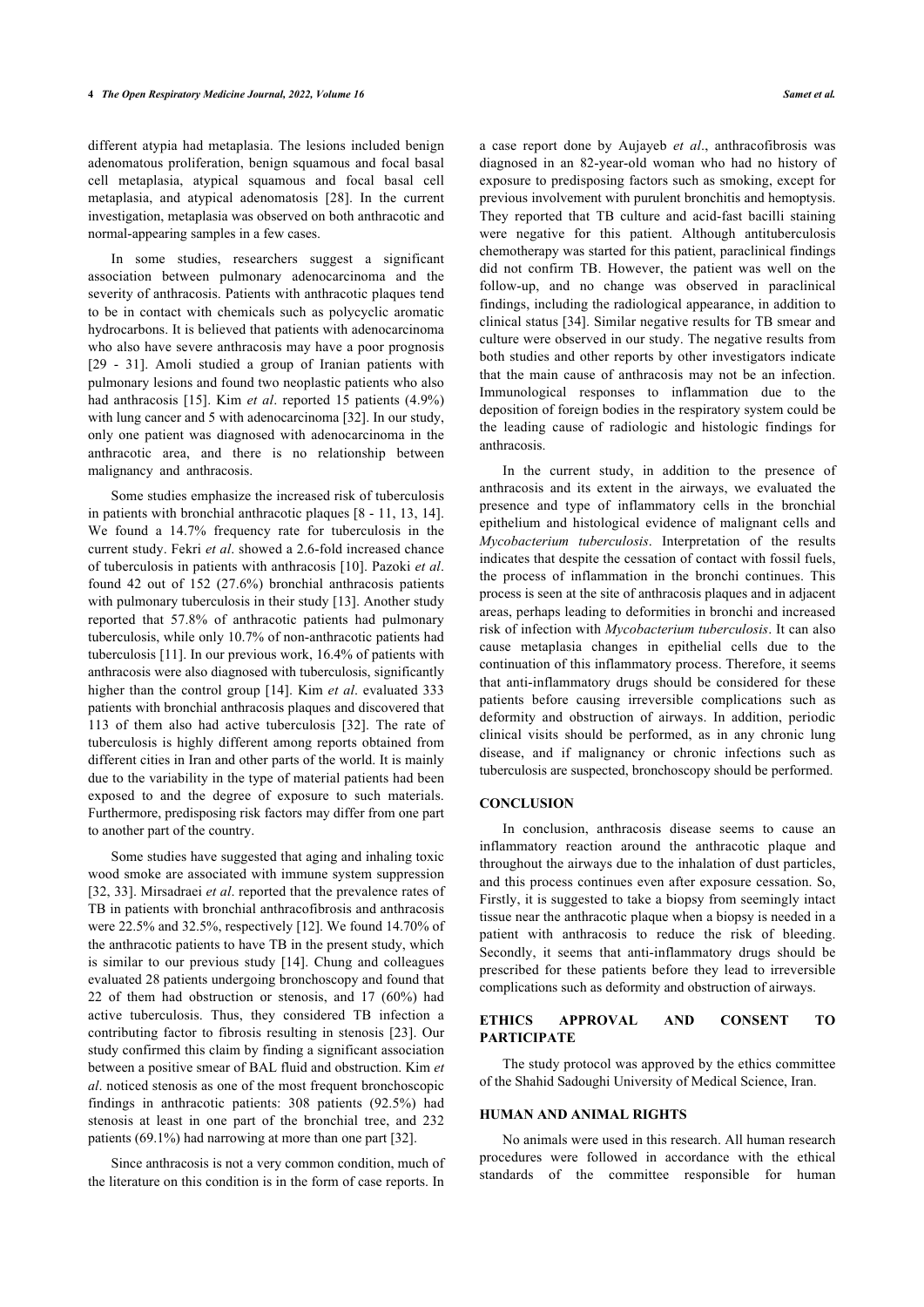different atypia had metaplasia. The lesions included benign adenomatous proliferation, benign squamous and focal basal cell metaplasia, atypical squamous and focal basal cell metaplasia, and atypical adenomatosis [28]. In the current investigation, metaplasia was observed on both anthracotic and normal-appearing samples in a few cases.

In some studies, researchers suggest a significant association between pulmonary adenocarcinoma and the severity of anthracosis. Patients with anthracotic plaques tend to be in contact with chemicals such as polycyclic aromatic hydrocarbons. It is believed that patients with adenocarcinoma who also have severe anthracosis may have a poor prognosis [29 - 31]. Amoli studied a group of Iranian patients with pulmonary lesions and found two neoplastic patients who also had anthracosis [15]. Kim *et al*. reported 15 patients (4.9%) with lung cancer and 5 with adenocarcinoma [32]. In our study, only one patient was diagnosed with adenocarcinoma in the anthracotic area, and there is no relationship between malignancy and anthracosis.

Some studies emphasize the increased risk of tuberculosis in patients with bronchial anthracotic plaques [8 - 11, 13, 14]. We found a 14.7% frequency rate for tuberculosis in the current study. Fekri *et al*. showed a 2.6-fold increased chance of tuberculosis in patients with anthracosis [10]. Pazoki *et al*. found 42 out of 152 (27.6%) bronchial anthracosis patients with pulmonary tuberculosis in their study [13]. Another study reported that 57.8% of anthracotic patients had pulmonary tuberculosis, while only 10.7% of non-anthracotic patients had tuberculosis [11]. In our previous work, 16.4% of patients with anthracosis were also diagnosed with tuberculosis, significantly higher than the control group [14]. Kim *et al*. evaluated 333 patients with bronchial anthracosis plaques and discovered that 113 of them also had active tuberculosis [32]. The rate of tuberculosis is highly different among reports obtained from different cities in Iran and other parts of the world. It is mainly due to the variability in the type of material patients had been exposed to and the degree of exposure to such materials. Furthermore, predisposing risk factors may differ from one part to another part of the country.

Some studies have suggested that aging and inhaling toxic wood smoke are associated with immune system suppression [32, 33]. Mirsadraei *et al*. reported that the prevalence rates of TB in patients with bronchial anthracofibrosis and anthracosis were 22.5% and 32.5%, respectively [12]. We found 14.70% of the anthracotic patients to have TB in the present study, which is similar to our previous study [14]. Chung and colleagues evaluated 28 patients undergoing bronchoscopy and found that 22 of them had obstruction or stenosis, and 17 (60%) had active tuberculosis. Thus, they considered TB infection a contributing factor to fibrosis resulting in stenosis [23]. Our study confirmed this claim by finding a significant association between a positive smear of BAL fluid and obstruction. Kim *et al*. noticed stenosis as one of the most frequent bronchoscopic findings in anthracotic patients: 308 patients (92.5%) had stenosis at least in one part of the bronchial tree, and 232 patients (69.1%) had narrowing at more than one part [32].

Since anthracosis is not a very common condition, much of the literature on this condition is in the form of case reports. In a case report done by Aujayeb *et al*., anthracofibrosis was diagnosed in an 82-year-old woman who had no history of exposure to predisposing factors such as smoking, except for previous involvement with purulent bronchitis and hemoptysis. They reported that TB culture and acid-fast bacilli staining were negative for this patient. Although antituberculosis chemotherapy was started for this patient, paraclinical findings did not confirm TB. However, the patient was well on the follow-up, and no change was observed in paraclinical findings, including the radiological appearance, in addition to clinical status [34]. Similar negative results for TB smear and culture were observed in our study. The negative results from both studies and other reports by other investigators indicate that the main cause of anthracosis may not be an infection. Immunological responses to inflammation due to the deposition of foreign bodies in the respiratory system could be the leading cause of radiologic and histologic findings for anthracosis.

In the current study, in addition to the presence of anthracosis and its extent in the airways, we evaluated the presence and type of inflammatory cells in the bronchial epithelium and histological evidence of malignant cells and *Mycobacterium tuberculosis*. Interpretation of the results indicates that despite the cessation of contact with fossil fuels, the process of inflammation in the bronchi continues. This process is seen at the site of anthracosis plaques and in adjacent areas, perhaps leading to deformities in bronchi and increased risk of infection with *Mycobacterium tuberculosis*. It can also cause metaplasia changes in epithelial cells due to the continuation of this inflammatory process. Therefore, it seems that anti-inflammatory drugs should be considered for these patients before causing irreversible complications such as deformity and obstruction of airways. In addition, periodic clinical visits should be performed, as in any chronic lung disease, and if malignancy or chronic infections such as tuberculosis are suspected, bronchoscopy should be performed.

## CONCLUSION

In conclusion, anthracosis disease seems to cause an inflammatory reaction around the anthracotic plaque and throughout the airways due to the inhalation of dust particles, and this process continues even after exposure cessation. So, Firstly, it is suggested to take a biopsy from seemingly intact tissue near the anthracotic plaque when a biopsy is needed in a patient with anthracosis to reduce the risk of bleeding. Secondly, it seems that anti-inflammatory drugs should be prescribed for these patients before they lead to irreversible complications such as deformity and obstruction of airways.

## ETHICS APPROVAL AND CONSENT TO PARTICIPATE

The study protocol was approved by the ethics committee of the Shahid Sadoughi University of Medical Science, Iran.

## HUMAN AND ANIMAL RIGHTS

No animals were used in this research. All human research procedures were followed in accordance with the ethical standards of the committee responsible for human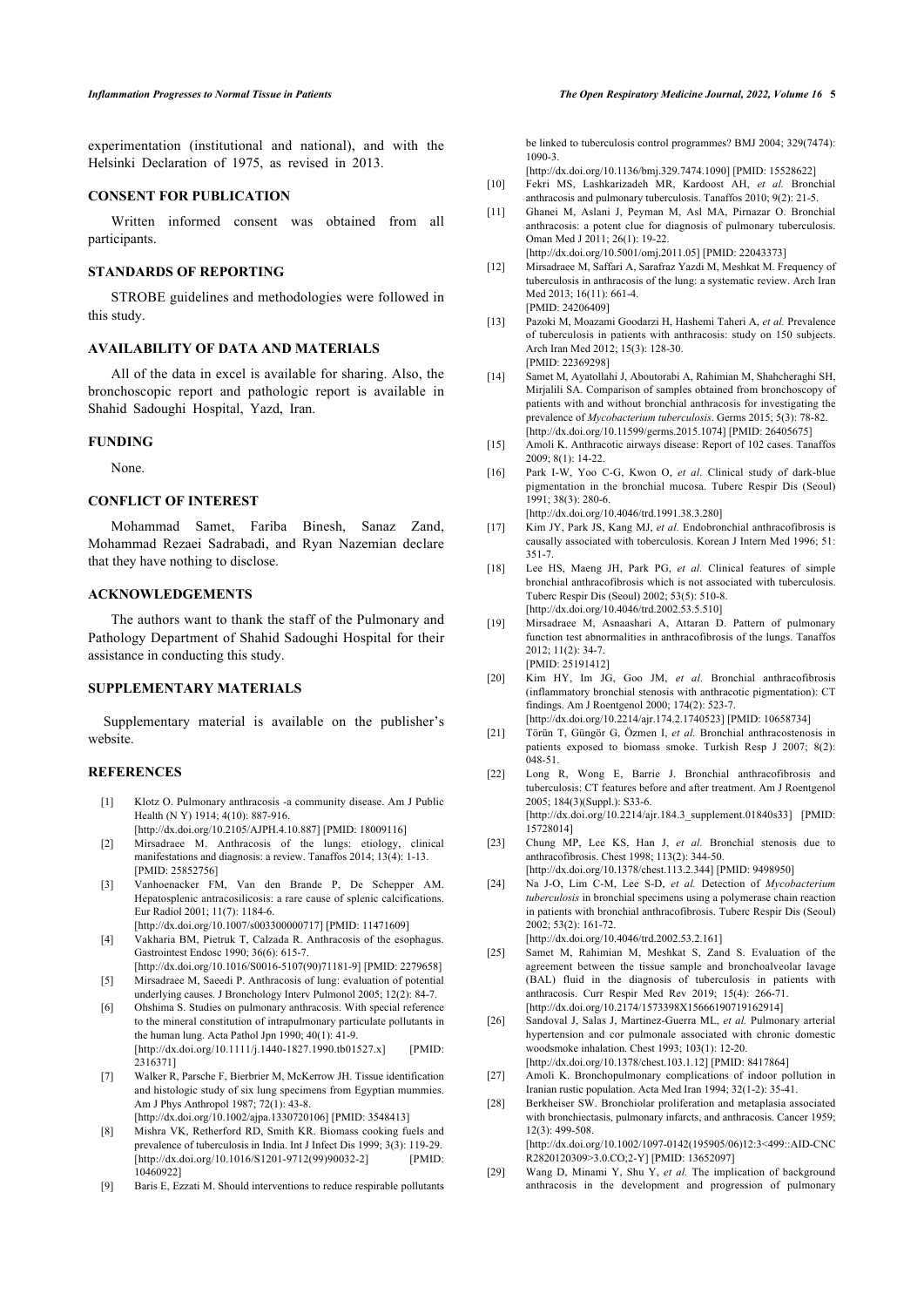experimentation (institutional and national), and with the Helsinki Declaration of 1975, as revised in 2013.

## CONSENT FOR PUBLICATION

Written informed consent was obtained from all participants.

## STANDARDS OF REPORTING

STROBE guidelines and methodologies were followed in this study.

## AVAILABILITY OF DATA AND MATERIALS

All of the data in excel is available for sharing. Also, the bronchoscopic report and pathologic report is available in Shahid Sadoughi Hospital, Yazd, Iran.

## FUNDING

None.

## CONFLICT OF INTEREST

Mohammad Samet, Fariba Binesh, Sanaz Zand, Mohammad Rezaei Sadrabadi, and Ryan Nazemian declare that they have nothing to disclose.

## ACKNOWLEDGEMENTS

The authors want to thank the staff of the Pulmonary and Pathology Department of Shahid Sadoughi Hospital for their assistance in conducting this study.

## SUPPLEMENTARY MATERIALS

Supplementary material is available on the publisher's website.

## REFERENCES

[1] Klotz O. Pulmonary anthracosis -a community disease. Am J Public Health (N Y) 1914; 4(10): 887-916. [http://dx.doi.org/10.2105/AJPH.4.10.887] [PMID: 18009116]

[2] Mirsadraee M. Anthracosis of the lungs: etiology, clinical manifestations and diagnosis: a review. Tanaffos 2014; 13(4): 1-13. [PMID: 25852756]

[3] Vanhoenacker FM, Van den Brande P, De Schepper AM. Hepatosplenic antracosilicosis: a rare cause of splenic calcifications. Eur Radiol 2001; 11(7): 1184-6. [http://dx.doi.org/10.1007/s003300000717] [PMID: 11471609]

[4] Vakharia BM, Pietruk T, Calzada R. Anthracosis of the esophagus. Gastrointest Endosc 1990; 36(6): 615-7. [http://dx.doi.org/10.1016/S0016-5107(90)71181-9] [PMID: 2279658]

[5] Mirsadraee M, Saeedi P. Anthracosis of lung: evaluation of potential underlying causes. J Bronchology Interv Pulmonol 2005; 12(2): 84-7.

[6] Ohshima S. Studies on pulmonary anthracosis. With special reference to the mineral constitution of intrapulmonary particulate pollutants in the human lung. Acta Pathol Jpn 1990; 40(1): 41-9. [http://dx.doi.org/10.1111/j.1440-1827.1990.tb01527.x] [PMID: 2316371]

[7] Walker R, Parsche F, Bierbrier M, McKerrow JH. Tissue identification and histologic study of six lung specimens from Egyptian mummies. Am J Phys Anthropol 1987; 72(1): 43-8. [http://dx.doi.org/10.1002/ajpa.1330720106] [PMID: 3548413]

[8] Mishra VK, Retherford RD, Smith KR. Biomass cooking fuels and prevalence of tuberculosis in India. Int J Infect Dis 1999; 3(3): 119-29. [http://dx.doi.org/10.1016/S1201-9712(99)90032-2] [PMID: 10460922]

[9] Baris E, Ezzati M. Should interventions to reduce respirable pollutants be linked to tuberculosis control programmes? BMJ 2004; 329(7474): 1090-3. [http://dx.doi.org/10.1136/bmj.329.7474.1090] [PMID: 15528622]

[10] Fekri MS, Lashkarizadeh MR, Kardoost AH, *et al.* Bronchial anthracosis and pulmonary tuberculosis. Tanaffos 2010; 9(2): 21-5.

[11] Ghanei M, Aslani J, Peyman M, Asl MA, Pirnazar O. Bronchial anthracosis: a potent clue for diagnosis of pulmonary tuberculosis. Oman Med J 2011; 26(1): 19-22. [http://dx.doi.org/10.5001/omj.2011.05] [PMID: 22043373]

[12] Mirsadraee M, Saffari A, Sarafraz Yazdi M, Meshkat M. Frequency of tuberculosis in anthracosis of the lung: a systematic review. Arch Iran Med 2013; 16(11): 661-4. [PMID: 24206409]

[13] Pazoki M, Moazami Goodarzi H, Hashemi Taheri A, *et al.* Prevalence of tuberculosis in patients with anthracosis: study on 150 subjects. Arch Iran Med 2012; 15(3): 128-30. [PMID: 22369298]

[14] Samet M, Ayatollahi J, Aboutorabi A, Rahimian M, Shahcheraghi SH, Mirjalili SA. Comparison of samples obtained from bronchoscopy of patients with and without bronchial anthracosis for investigating the prevalence of *Mycobacterium tuberculosis*. Germs 2015; 5(3): 78-82. [http://dx.doi.org/10.11599/germs.2015.1074] [PMID: 26405675]

[15] Amoli K. Anthracotic airways disease: Report of 102 cases. Tanaffos 2009; 8(1): 14-22.

[16] Park I-W, Yoo C-G, Kwon O, *et al.* Clinical study of dark-blue pigmentation in the bronchial mucosa. Tuberc Respir Dis (Seoul) 1991; 38(3): 280-6. [http://dx.doi.org/10.4046/trd.1991.38.3.280]

[17] Kim JY, Park JS, Kang MJ, *et al.* Endobronchial anthracofibrosis is causally associated with toberculosis. Korean J Intern Med 1996; 51: 351-7.

[18] Lee HS, Maeng JH, Park PG, *et al.* Clinical features of simple bronchial anthracofibrosis which is not associated with tuberculosis. Tuberc Respir Dis (Seoul) 2002; 53(5): 510-8. [http://dx.doi.org/10.4046/trd.2002.53.5.510]

[19] Mirsadraee M, Asnaashari A, Attaran D. Pattern of pulmonary function test abnormalities in anthracofibrosis of the lungs. Tanaffos 2012; 11(2): 34-7. [PMID: 25191412]

[20] Kim HY, Im JG, Goo JM, *et al.* Bronchial anthracofibrosis (inflammatory bronchial stenosis with anthracotic pigmentation): CT findings. Am J Roentgenol 2000; 174(2): 523-7. [http://dx.doi.org/10.2214/ajr.174.2.1740523] [PMID: 10658734]

[21] Törün T, Güngör G, Özmen I, *et al.* Bronchial anthracostenosis in patients exposed to biomass smoke. Turkish Resp J 2007; 8(2): 048-51.

[22] Long R, Wong E, Barrie J. Bronchial anthracofibrosis and tuberculosis: CT features before and after treatment. Am J Roentgenol 2005; 184(3)(Suppl.): S33-6. [http://dx.doi.org/10.2214/ajr.184.3_supplement.01840s33] [PMID: 15728014]

[23] Chung MP, Lee KS, Han J, *et al.* Bronchial stenosis due to anthracofibrosis. Chest 1998; 113(2): 344-50. [http://dx.doi.org/10.1378/chest.113.2.344] [PMID: 9498950]

[24] Na J-O, Lim C-M, Lee S-D, *et al.* Detection of *Mycobacterium tuberculosis* in bronchial specimens using a polymerase chain reaction in patients with bronchial anthracofibrosis. Tuberc Respir Dis (Seoul) 2002; 53(2): 161-72. [http://dx.doi.org/10.4046/trd.2002.53.2.161]

[25] Samet M, Rahimian M, Meshkat S, Zand S. Evaluation of the agreement between the tissue sample and bronchoalveolar lavage (BAL) fluid in the diagnosis of tuberculosis in patients with anthracosis. Curr Respir Med Rev 2019; 15(4): 266-71. [http://dx.doi.org/10.2174/1573398X15666190719162914]

[26] Sandoval J, Salas J, Martinez-Guerra ML, *et al.* Pulmonary arterial hypertension and cor pulmonale associated with chronic domestic woodsmoke inhalation. Chest 1993; 103(1): 12-20. [http://dx.doi.org/10.1378/chest.103.1.12] [PMID: 8417864]

[27] Amoli K. Bronchopulmonary complications of indoor pollution in Iranian rustic population. Acta Med Iran 1994; 32(1-2): 35-41.

[28] Berkheiser SW. Bronchiolar proliferation and metaplasia associated with bronchiectasis, pulmonary infarcts, and anthracosis. Cancer 1959; 12(3): 499-508. [http://dx.doi.org/10.1002/1097-0142(195905/06)12:3<499::AID-CNCR2820120309>3.0.CO;2-Y] [PMID: 13652097]

[29] Wang D, Minami Y, Shu Y, *et al.* The implication of background anthracosis in the development and progression of pulmonary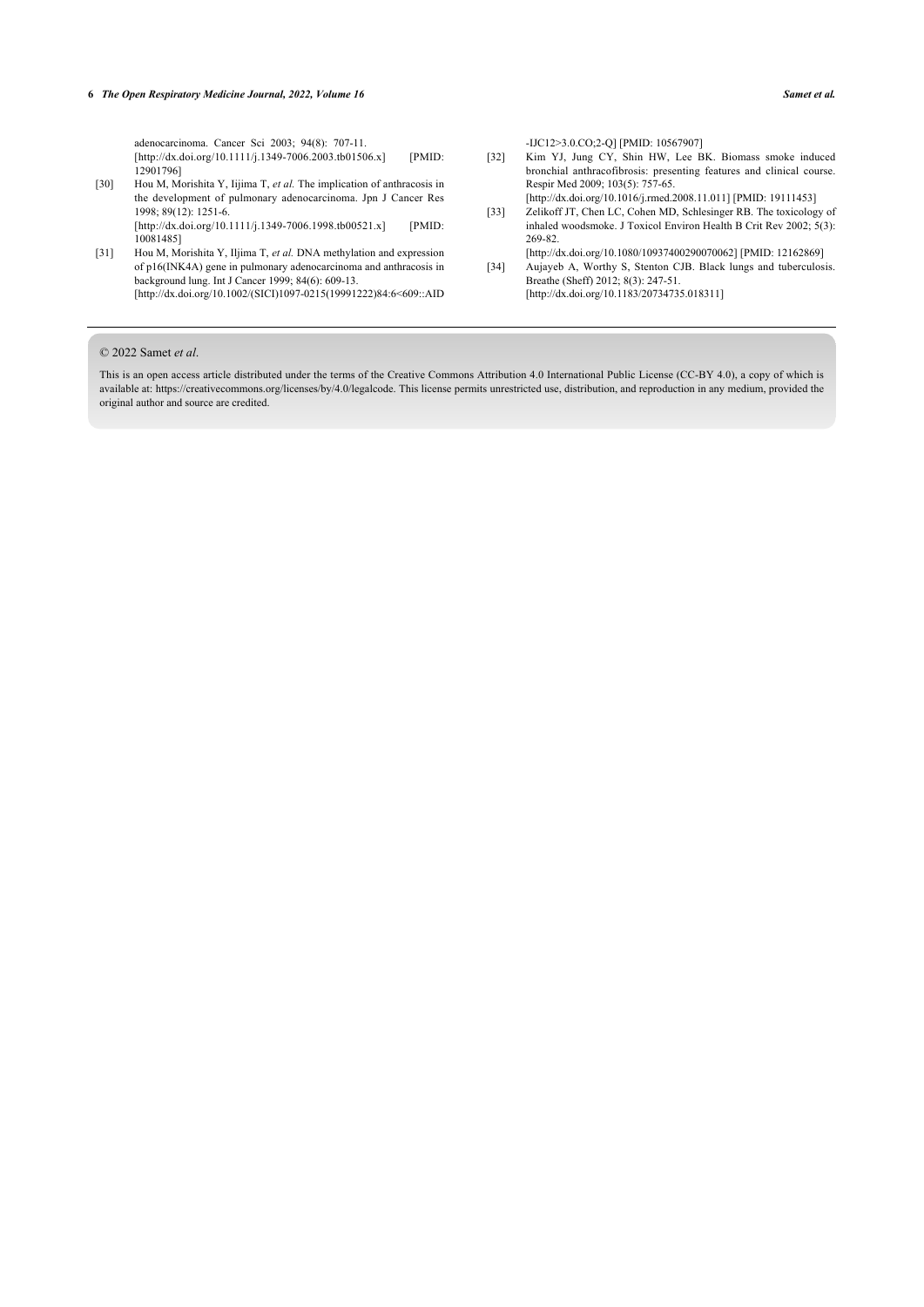adenocarcinoma. Cancer Sci 2003; 94(8): 707-11. [http://dx.doi.org/10.1111/j.1349-7006.2003.tb01506.x] [PMID: 12901796]

[30] Hou M, Morishita Y, Iijima T, *et al.* The implication of anthracosis in the development of pulmonary adenocarcinoma. Jpn J Cancer Res 1998; 89(12): 1251-6. [http://dx.doi.org/10.1111/j.1349-7006.1998.tb00521.x] [PMID: 10081485]

[31] Hou M, Morishita Y, Iljima T, *et al.* DNA methylation and expression of p16(INK4A) gene in pulmonary adenocarcinoma and anthracosis in background lung. Int J Cancer 1999; 84(6): 609-13. [http://dx.doi.org/10.1002/(SICI)1097-0215(19991222)84:6<609::AID-IJC12>3.0.CO;2-Q] [PMID: 10567907]

[32] Kim YJ, Jung CY, Shin HW, Lee BK. Biomass smoke induced bronchial anthracofibrosis: presenting features and clinical course. Respir Med 2009; 103(5): 757-65. [http://dx.doi.org/10.1016/j.rmed.2008.11.011] [PMID: 19111453]

[33] Zelikoff JT, Chen LC, Cohen MD, Schlesinger RB. The toxicology of inhaled woodsmoke. J Toxicol Environ Health B Crit Rev 2002; 5(3): 269-82. [http://dx.doi.org/10.1080/10937400290070062] [PMID: 12162869]

[34] Aujayeb A, Worthy S, Stenton CJB. Black lungs and tuberculosis. Breathe (Sheff) 2012; 8(3): 247-51. [http://dx.doi.org/10.1183/20734735.018311]

© 2022 Samet *et al*.

This is an open access article distributed under the terms of the Creative Commons Attribution 4.0 International Public License (CC-BY 4.0), a copy of which is available at: https://creativecommons.org/licenses/by/4.0/legalcode. This license permits unrestricted use, distribution, and reproduction in any medium, provided the original author and source are credited.